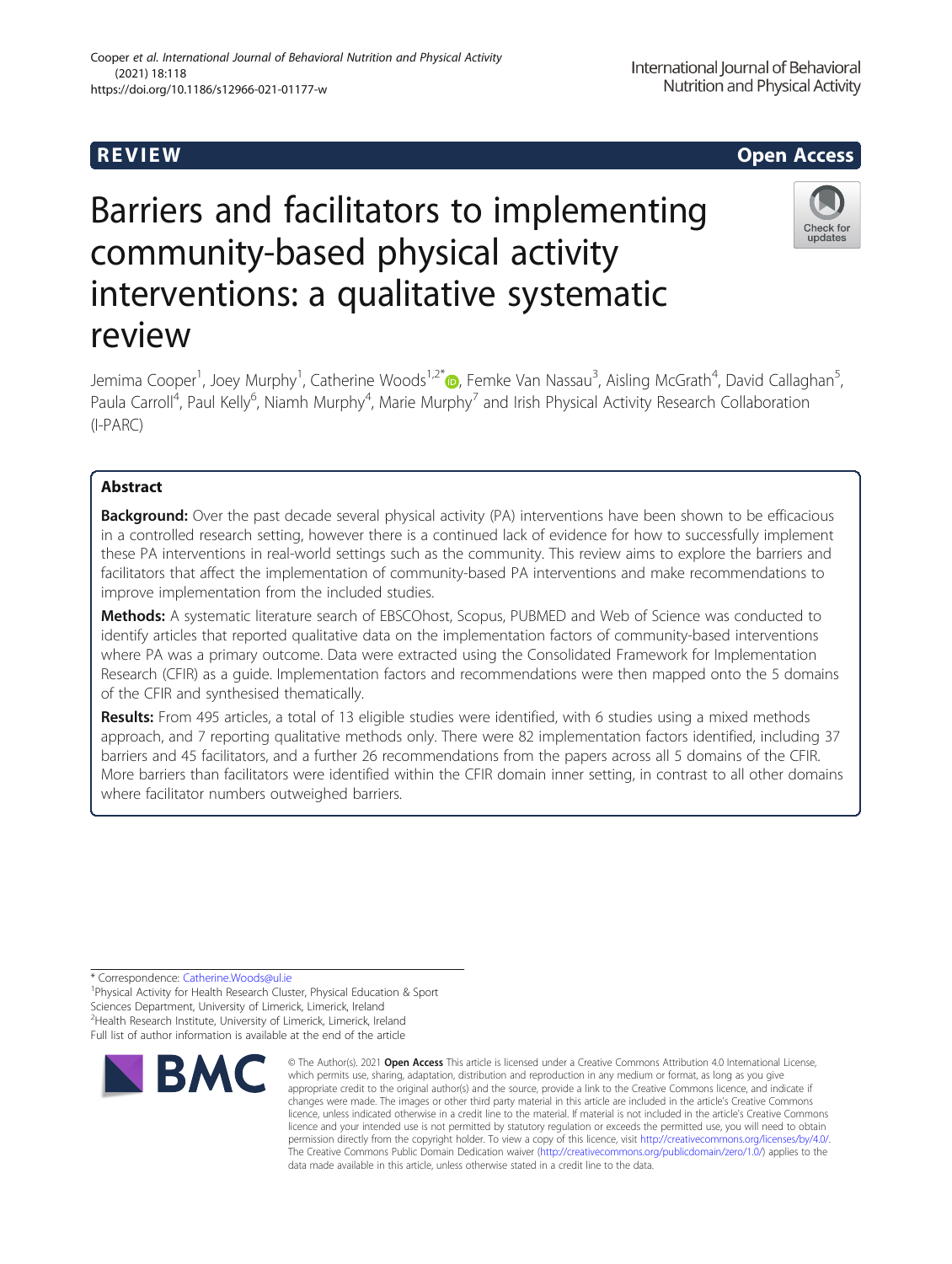REVIEW

Open Access

# Barriers and facilitators to implementing community-based physical activity interventions: a qualitative systematic review

Jemima Cooper[1], Joey Murphy[1], Catherine Woods[1,2*], Femke Van Nassau[3], Aisling McGrath[4], David Callaghan[5], Paula Carroll[4], Paul Kelly[6], Niamh Murphy[4], Marie Murphy[7] and Irish Physical Activity Research Collaboration (I-PARC)

## Abstract

**Background:** Over the past decade several physical activity (PA) interventions have been shown to be efficacious in a controlled research setting, however there is a continued lack of evidence for how to successfully implement these PA interventions in real-world settings such as the community. This review aims to explore the barriers and facilitators that affect the implementation of community-based PA interventions and make recommendations to improve implementation from the included studies.

**Methods:** A systematic literature search of EBSCOhost, Scopus, PUBMED and Web of Science was conducted to identify articles that reported qualitative data on the implementation factors of community-based interventions where PA was a primary outcome. Data were extracted using the Consolidated Framework for Implementation Research (CFIR) as a guide. Implementation factors and recommendations were then mapped onto the 5 domains of the CFIR and synthesised thematically.

**Results:** From 495 articles, a total of 13 eligible studies were identified, with 6 studies using a mixed methods approach, and 7 reporting qualitative methods only. There were 82 implementation factors identified, including 37 barriers and 45 facilitators, and a further 26 recommendations from the papers across all 5 domains of the CFIR. More barriers than facilitators were identified within the CFIR domain inner setting, in contrast to all other domains where facilitator numbers outweighed barriers.

* Correspondence: Catherine.Woods@ul.ie
[1]Physical Activity for Health Research Cluster, Physical Education & Sport Sciences Department, University of Limerick, Limerick, Ireland
[2]Health Research Institute, University of Limerick, Limerick, Ireland
Full list of author information is available at the end of the article

© The Author(s). 2021 **Open Access** This article is licensed under a Creative Commons Attribution 4.0 International License, which permits use, sharing, adaptation, distribution and reproduction in any medium or format, as long as you give appropriate credit to the original author(s) and the source, provide a link to the Creative Commons licence, and indicate if changes were made. The images or other third party material in this article are included in the article's Creative Commons licence, unless indicated otherwise in a credit line to the material. If material is not included in the article's Creative Commons licence and your intended use is not permitted by statutory regulation or exceeds the permitted use, you will need to obtain permission directly from the copyright holder. To view a copy of this licence, visit http://creativecommons.org/licenses/by/4.0/. The Creative Commons Public Domain Dedication waiver (http://creativecommons.org/publicdomain/zero/1.0/) applies to the data made available in this article, unless otherwise stated in a credit line to the data.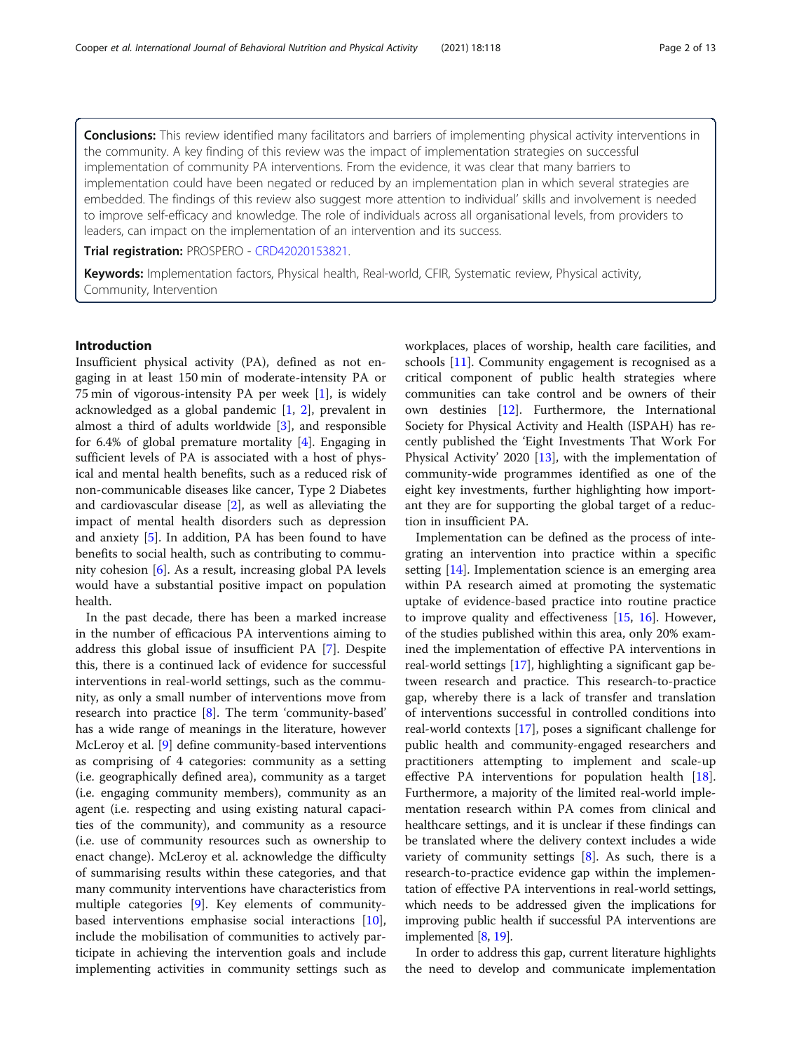**Conclusions:** This review identified many facilitators and barriers of implementing physical activity interventions in the community. A key finding of this review was the impact of implementation strategies on successful implementation of community PA interventions. From the evidence, it was clear that many barriers to implementation could have been negated or reduced by an implementation plan in which several strategies are embedded. The findings of this review also suggest more attention to individual' skills and involvement is needed to improve self-efficacy and knowledge. The role of individuals across all organisational levels, from providers to leaders, can impact on the implementation of an intervention and its success.

**Trial registration:** PROSPERO - CRD42020153821.

**Keywords:** Implementation factors, Physical health, Real-world, CFIR, Systematic review, Physical activity, Community, Intervention

## Introduction

Insufficient physical activity (PA), defined as not engaging in at least 150 min of moderate-intensity PA or 75 min of vigorous-intensity PA per week [1], is widely acknowledged as a global pandemic [1, 2], prevalent in almost a third of adults worldwide [3], and responsible for 6.4% of global premature mortality [4]. Engaging in sufficient levels of PA is associated with a host of physical and mental health benefits, such as a reduced risk of non-communicable diseases like cancer, Type 2 Diabetes and cardiovascular disease [2], as well as alleviating the impact of mental health disorders such as depression and anxiety [5]. In addition, PA has been found to have benefits to social health, such as contributing to community cohesion [6]. As a result, increasing global PA levels would have a substantial positive impact on population health.

In the past decade, there has been a marked increase in the number of efficacious PA interventions aiming to address this global issue of insufficient PA [7]. Despite this, there is a continued lack of evidence for successful interventions in real-world settings, such as the community, as only a small number of interventions move from research into practice [8]. The term 'community-based' has a wide range of meanings in the literature, however McLeroy et al. [9] define community-based interventions as comprising of 4 categories: community as a setting (i.e. geographically defined area), community as a target (i.e. engaging community members), community as an agent (i.e. respecting and using existing natural capacities of the community), and community as a resource (i.e. use of community resources such as ownership to enact change). McLeroy et al. acknowledge the difficulty of summarising results within these categories, and that many community interventions have characteristics from multiple categories [9]. Key elements of community-based interventions emphasise social interactions [10], include the mobilisation of communities to actively participate in achieving the intervention goals and include implementing activities in community settings such as workplaces, places of worship, health care facilities, and schools [11]. Community engagement is recognised as a critical component of public health strategies where communities can take control and be owners of their own destinies [12]. Furthermore, the International Society for Physical Activity and Health (ISPAH) has recently published the 'Eight Investments That Work For Physical Activity' 2020 [13], with the implementation of community-wide programmes identified as one of the eight key investments, further highlighting how important they are for supporting the global target of a reduction in insufficient PA.

Implementation can be defined as the process of integrating an intervention into practice within a specific setting [14]. Implementation science is an emerging area within PA research aimed at promoting the systematic uptake of evidence-based practice into routine practice to improve quality and effectiveness [15, 16]. However, of the studies published within this area, only 20% examined the implementation of effective PA interventions in real-world settings [17], highlighting a significant gap between research and practice. This research-to-practice gap, whereby there is a lack of transfer and translation of interventions successful in controlled conditions into real-world contexts [17], poses a significant challenge for public health and community-engaged researchers and practitioners attempting to implement and scale-up effective PA interventions for population health [18]. Furthermore, a majority of the limited real-world implementation research within PA comes from clinical and healthcare settings, and it is unclear if these findings can be translated where the delivery context includes a wide variety of community settings [8]. As such, there is a research-to-practice evidence gap within the implementation of effective PA interventions in real-world settings, which needs to be addressed given the implications for improving public health if successful PA interventions are implemented [8, 19].

In order to address this gap, current literature highlights the need to develop and communicate implementation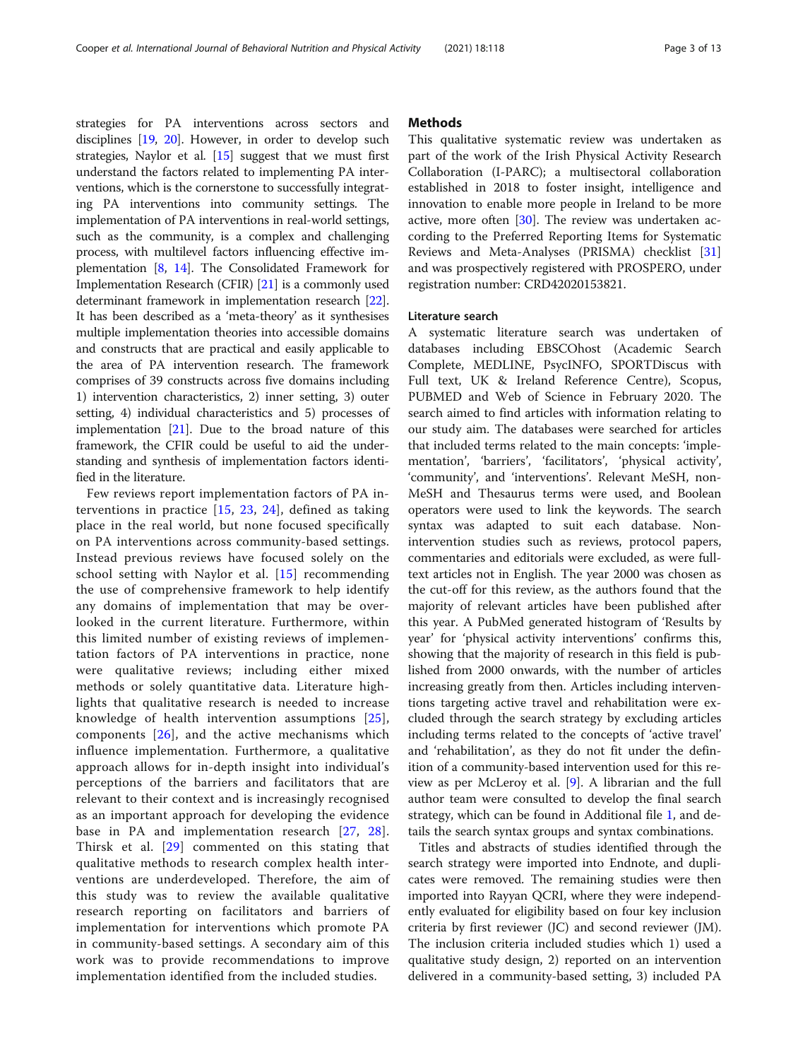strategies for PA interventions across sectors and disciplines [19, 20]. However, in order to develop such strategies, Naylor et al. [15] suggest that we must first understand the factors related to implementing PA interventions, which is the cornerstone to successfully integrating PA interventions into community settings. The implementation of PA interventions in real-world settings, such as the community, is a complex and challenging process, with multilevel factors influencing effective implementation [8, 14]. The Consolidated Framework for Implementation Research (CFIR) [21] is a commonly used determinant framework in implementation research [22]. It has been described as a 'meta-theory' as it synthesises multiple implementation theories into accessible domains and constructs that are practical and easily applicable to the area of PA intervention research. The framework comprises of 39 constructs across five domains including 1) intervention characteristics, 2) inner setting, 3) outer setting, 4) individual characteristics and 5) processes of implementation [21]. Due to the broad nature of this framework, the CFIR could be useful to aid the understanding and synthesis of implementation factors identified in the literature.

Few reviews report implementation factors of PA interventions in practice [15, 23, 24], defined as taking place in the real world, but none focused specifically on PA interventions across community-based settings. Instead previous reviews have focused solely on the school setting with Naylor et al. [15] recommending the use of comprehensive framework to help identify any domains of implementation that may be overlooked in the current literature. Furthermore, within this limited number of existing reviews of implementation factors of PA interventions in practice, none were qualitative reviews; including either mixed methods or solely quantitative data. Literature highlights that qualitative research is needed to increase knowledge of health intervention assumptions [25], components [26], and the active mechanisms which influence implementation. Furthermore, a qualitative approach allows for in-depth insight into individual's perceptions of the barriers and facilitators that are relevant to their context and is increasingly recognised as an important approach for developing the evidence base in PA and implementation research [27, 28]. Thirsk et al. [29] commented on this stating that qualitative methods to research complex health interventions are underdeveloped. Therefore, the aim of this study was to review the available qualitative research reporting on facilitators and barriers of implementation for interventions which promote PA in community-based settings. A secondary aim of this work was to provide recommendations to improve implementation identified from the included studies.

## Methods

This qualitative systematic review was undertaken as part of the work of the Irish Physical Activity Research Collaboration (I-PARC); a multisectoral collaboration established in 2018 to foster insight, intelligence and innovation to enable more people in Ireland to be more active, more often [30]. The review was undertaken according to the Preferred Reporting Items for Systematic Reviews and Meta-Analyses (PRISMA) checklist [31] and was prospectively registered with PROSPERO, under registration number: CRD42020153821.

### Literature search

A systematic literature search was undertaken of databases including EBSCOhost (Academic Search Complete, MEDLINE, PsycINFO, SPORTDiscus with Full text, UK & Ireland Reference Centre), Scopus, PUBMED and Web of Science in February 2020. The search aimed to find articles with information relating to our study aim. The databases were searched for articles that included terms related to the main concepts: 'implementation', 'barriers', 'facilitators', 'physical activity', 'community', and 'interventions'. Relevant MeSH, non-MeSH and Thesaurus terms were used, and Boolean operators were used to link the keywords. The search syntax was adapted to suit each database. Non-intervention studies such as reviews, protocol papers, commentaries and editorials were excluded, as were full-text articles not in English. The year 2000 was chosen as the cut-off for this review, as the authors found that the majority of relevant articles have been published after this year. A PubMed generated histogram of 'Results by year' for 'physical activity interventions' confirms this, showing that the majority of research in this field is published from 2000 onwards, with the number of articles increasing greatly from then. Articles including interventions targeting active travel and rehabilitation were excluded through the search strategy by excluding articles including terms related to the concepts of 'active travel' and 'rehabilitation', as they do not fit under the definition of a community-based intervention used for this review as per McLeroy et al. [9]. A librarian and the full author team were consulted to develop the final search strategy, which can be found in Additional file 1, and details the search syntax groups and syntax combinations.

Titles and abstracts of studies identified through the search strategy were imported into Endnote, and duplicates were removed. The remaining studies were then imported into Rayyan QCRI, where they were independently evaluated for eligibility based on four key inclusion criteria by first reviewer (JC) and second reviewer (JM). The inclusion criteria included studies which 1) used a qualitative study design, 2) reported on an intervention delivered in a community-based setting, 3) included PA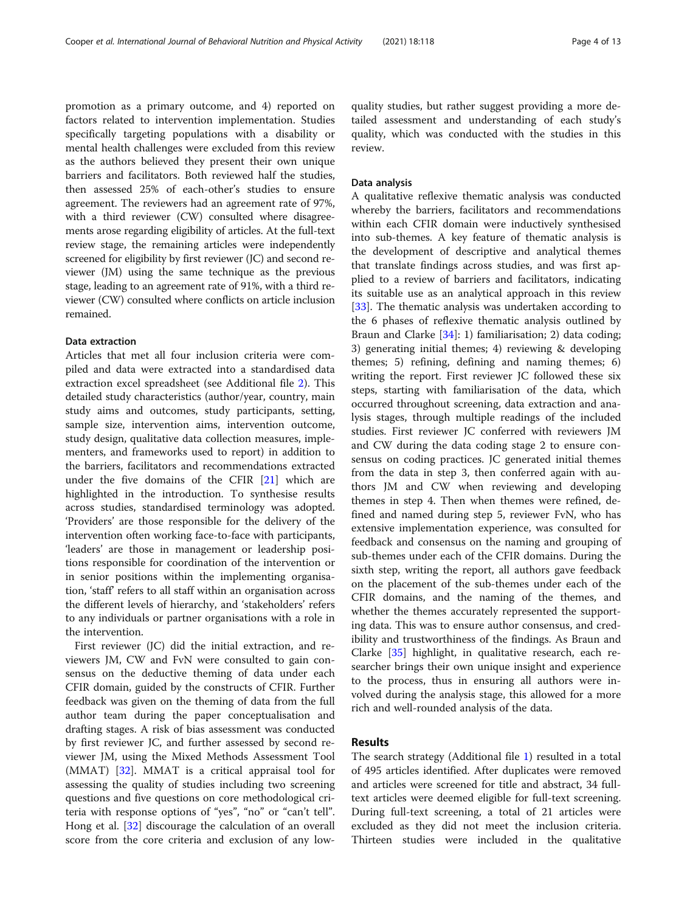promotion as a primary outcome, and 4) reported on factors related to intervention implementation. Studies specifically targeting populations with a disability or mental health challenges were excluded from this review as the authors believed they present their own unique barriers and facilitators. Both reviewed half the studies, then assessed 25% of each-other's studies to ensure agreement. The reviewers had an agreement rate of 97%, with a third reviewer (CW) consulted where disagreements arose regarding eligibility of articles. At the full-text review stage, the remaining articles were independently screened for eligibility by first reviewer (JC) and second reviewer (JM) using the same technique as the previous stage, leading to an agreement rate of 91%, with a third reviewer (CW) consulted where conflicts on article inclusion remained.

#### Data extraction

Articles that met all four inclusion criteria were compiled and data were extracted into a standardised data extraction excel spreadsheet (see Additional file 2). This detailed study characteristics (author/year, country, main study aims and outcomes, study participants, setting, sample size, intervention aims, intervention outcome, study design, qualitative data collection measures, implementers, and frameworks used to report) in addition to the barriers, facilitators and recommendations extracted under the five domains of the CFIR [21] which are highlighted in the introduction. To synthesise results across studies, standardised terminology was adopted. 'Providers' are those responsible for the delivery of the intervention often working face-to-face with participants, 'leaders' are those in management or leadership positions responsible for coordination of the intervention or in senior positions within the implementing organisation, 'staff' refers to all staff within an organisation across the different levels of hierarchy, and 'stakeholders' refers to any individuals or partner organisations with a role in the intervention.

First reviewer (JC) did the initial extraction, and reviewers JM, CW and FvN were consulted to gain consensus on the deductive theming of data under each CFIR domain, guided by the constructs of CFIR. Further feedback was given on the theming of data from the full author team during the paper conceptualisation and drafting stages. A risk of bias assessment was conducted by first reviewer JC, and further assessed by second reviewer JM, using the Mixed Methods Assessment Tool (MMAT) [32]. MMAT is a critical appraisal tool for assessing the quality of studies including two screening questions and five questions on core methodological criteria with response options of "yes", "no" or "can't tell". Hong et al. [32] discourage the calculation of an overall score from the core criteria and exclusion of any low-quality studies, but rather suggest providing a more detailed assessment and understanding of each study's quality, which was conducted with the studies in this review.

#### Data analysis

A qualitative reflexive thematic analysis was conducted whereby the barriers, facilitators and recommendations within each CFIR domain were inductively synthesised into sub-themes. A key feature of thematic analysis is the development of descriptive and analytical themes that translate findings across studies, and was first applied to a review of barriers and facilitators, indicating its suitable use as an analytical approach in this review [33]. The thematic analysis was undertaken according to the 6 phases of reflexive thematic analysis outlined by Braun and Clarke [34]: 1) familiarisation; 2) data coding; 3) generating initial themes; 4) reviewing & developing themes; 5) refining, defining and naming themes; 6) writing the report. First reviewer JC followed these six steps, starting with familiarisation of the data, which occurred throughout screening, data extraction and analysis stages, through multiple readings of the included studies. First reviewer JC conferred with reviewers JM and CW during the data coding stage 2 to ensure consensus on coding practices. JC generated initial themes from the data in step 3, then conferred again with authors JM and CW when reviewing and developing themes in step 4. Then when themes were refined, defined and named during step 5, reviewer FvN, who has extensive implementation experience, was consulted for feedback and consensus on the naming and grouping of sub-themes under each of the CFIR domains. During the sixth step, writing the report, all authors gave feedback on the placement of the sub-themes under each of the CFIR domains, and the naming of the themes, and whether the themes accurately represented the supporting data. This was to ensure author consensus, and credibility and trustworthiness of the findings. As Braun and Clarke [35] highlight, in qualitative research, each researcher brings their own unique insight and experience to the process, thus in ensuring all authors were involved during the analysis stage, this allowed for a more rich and well-rounded analysis of the data.

## Results

The search strategy (Additional file 1) resulted in a total of 495 articles identified. After duplicates were removed and articles were screened for title and abstract, 34 full-text articles were deemed eligible for full-text screening. During full-text screening, a total of 21 articles were excluded as they did not meet the inclusion criteria. Thirteen studies were included in the qualitative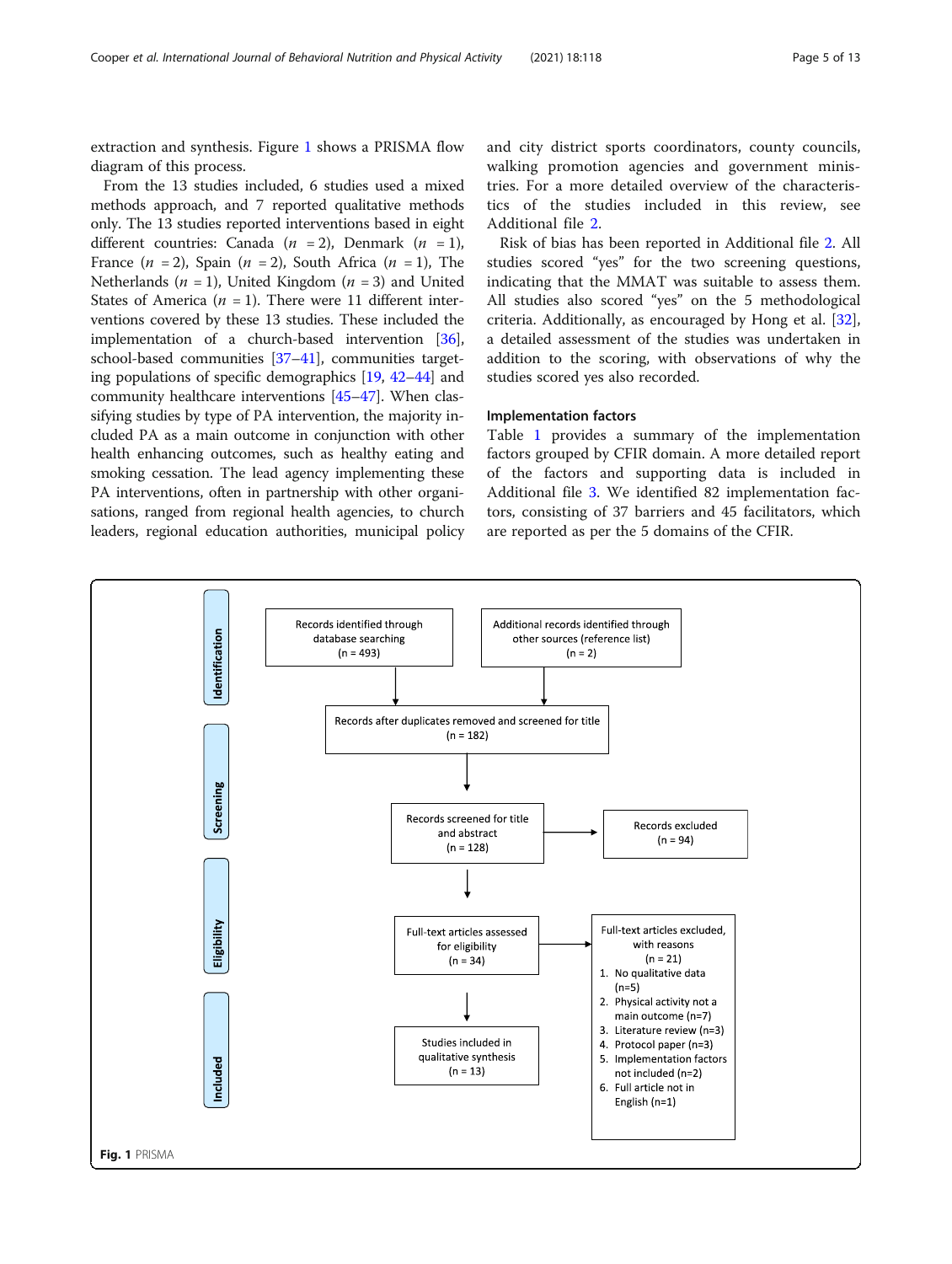extraction and synthesis. Figure 1 shows a PRISMA flow diagram of this process.

From the 13 studies included, 6 studies used a mixed methods approach, and 7 reported qualitative methods only. The 13 studies reported interventions based in eight different countries: Canada (*n* = 2), Denmark (*n* = 1), France (*n* = 2), Spain (*n* = 2), South Africa (*n* = 1), The Netherlands (*n* = 1), United Kingdom (*n* = 3) and United States of America (*n* = 1). There were 11 different interventions covered by these 13 studies. These included the implementation of a church-based intervention [36], school-based communities [37–41], communities targeting populations of specific demographics [19, 42–44] and community healthcare interventions [45–47]. When classifying studies by type of PA intervention, the majority included PA as a main outcome in conjunction with other health enhancing outcomes, such as healthy eating and smoking cessation. The lead agency implementing these PA interventions, often in partnership with other organisations, ranged from regional health agencies, to church leaders, regional education authorities, municipal policy and city district sports coordinators, county councils, walking promotion agencies and government ministries. For a more detailed overview of the characteristics of the studies included in this review, see Additional file 2.

Risk of bias has been reported in Additional file 2. All studies scored "yes" for the two screening questions, indicating that the MMAT was suitable to assess them. All studies also scored "yes" on the 5 methodological criteria. Additionally, as encouraged by Hong et al. [32], a detailed assessment of the studies was undertaken in addition to the scoring, with observations of why the studies scored yes also recorded.

### Implementation factors

Table 1 provides a summary of the implementation factors grouped by CFIR domain. A more detailed report of the factors and supporting data is included in Additional file 3. We identified 82 implementation factors, consisting of 37 barriers and 45 facilitators, which are reported as per the 5 domains of the CFIR.

**Identification**

- Records identified through database searching (n = 493)
- Additional records identified through other sources (reference list) (n = 2)

**Screening**

- Records after duplicates removed and screened for title (n = 182)
- Records screened for title and abstract (n = 128)
- Records excluded (n = 94)

**Eligibility**

- Full-text articles assessed for eligibility (n = 34)
- Full-text articles excluded, with reasons (n = 21)
  1. No qualitative data (n=5)
  2. Physical activity not a main outcome (n=7)
  3. Literature review (n=3)
  4. Protocol paper (n=3)
  5. Implementation factors not included (n=2)
  6. Full article not in English (n=1)

**Included**

- Studies included in qualitative synthesis (n = 13)

**Fig. 1** PRISMA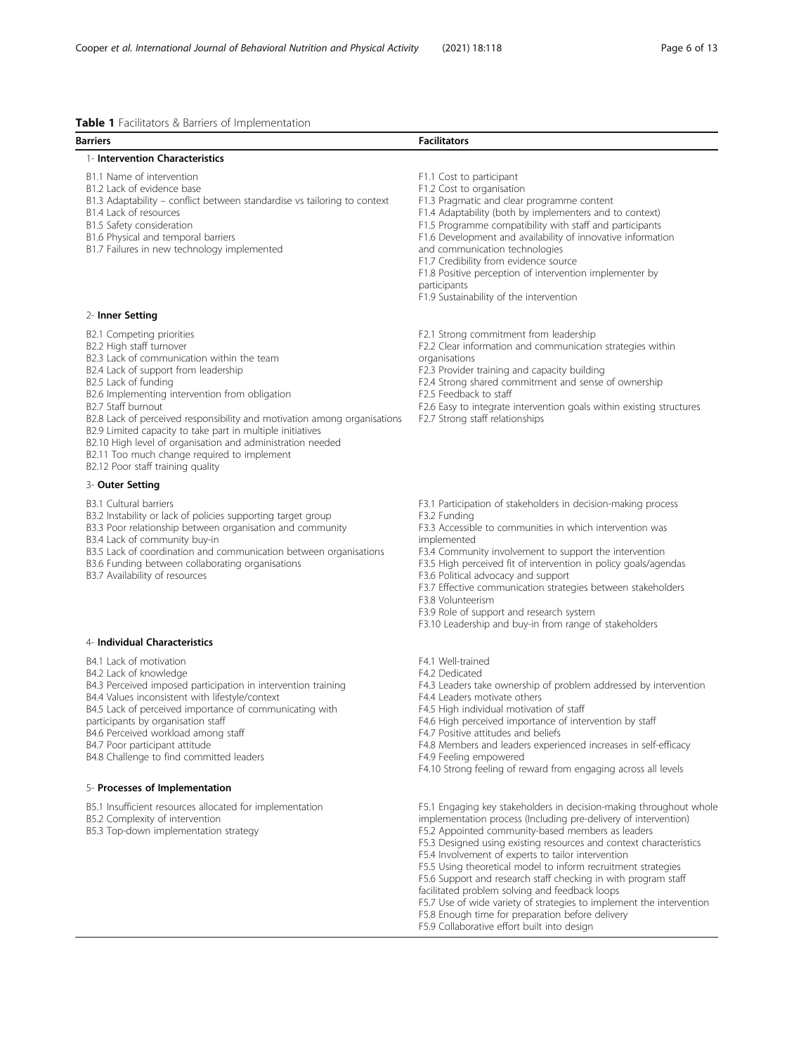**Table 1** Facilitators & Barriers of Implementation

| Barriers | Facilitators |
|---|---|
| **1- Intervention Characteristics** | |
| B1.1 Name of intervention<br>B1.2 Lack of evidence base<br>B1.3 Adaptability – conflict between standardise vs tailoring to context<br>B1.4 Lack of resources<br>B1.5 Safety consideration<br>B1.6 Physical and temporal barriers<br>B1.7 Failures in new technology implemented | F1.1 Cost to participant<br>F1.2 Cost to organisation<br>F1.3 Pragmatic and clear programme content<br>F1.4 Adaptability (both by implementers and to context)<br>F1.5 Programme compatibility with staff and participants<br>F1.6 Development and availability of innovative information and communication technologies<br>F1.7 Credibility from evidence source<br>F1.8 Positive perception of intervention implementer by participants<br>F1.9 Sustainability of the intervention |
| **2- Inner Setting** | |
| B2.1 Competing priorities<br>B2.2 High staff turnover<br>B2.3 Lack of communication within the team<br>B2.4 Lack of support from leadership<br>B2.5 Lack of funding<br>B2.6 Implementing intervention from obligation<br>B2.7 Staff burnout<br>B2.8 Lack of perceived responsibility and motivation among organisations<br>B2.9 Limited capacity to take part in multiple initiatives<br>B2.10 High level of organisation and administration needed<br>B2.11 Too much change required to implement<br>B2.12 Poor staff training quality | F2.1 Strong commitment from leadership<br>F2.2 Clear information and communication strategies within organisations<br>F2.3 Provider training and capacity building<br>F2.4 Strong shared commitment and sense of ownership<br>F2.5 Feedback to staff<br>F2.6 Easy to integrate intervention goals within existing structures<br>F2.7 Strong staff relationships |
| **3- Outer Setting** | |
| B3.1 Cultural barriers<br>B3.2 Instability or lack of policies supporting target group<br>B3.3 Poor relationship between organisation and community<br>B3.4 Lack of community buy-in<br>B3.5 Lack of coordination and communication between organisations<br>B3.6 Funding between collaborating organisations<br>B3.7 Availability of resources | F3.1 Participation of stakeholders in decision-making process<br>F3.2 Funding<br>F3.3 Accessible to communities in which intervention was implemented<br>F3.4 Community involvement to support the intervention<br>F3.5 High perceived fit of intervention in policy goals/agendas<br>F3.6 Political advocacy and support<br>F3.7 Effective communication strategies between stakeholders<br>F3.8 Volunteerism<br>F3.9 Role of support and research system<br>F3.10 Leadership and buy-in from range of stakeholders |
| **4- Individual Characteristics** | |
| B4.1 Lack of motivation<br>B4.2 Lack of knowledge<br>B4.3 Perceived imposed participation in intervention training<br>B4.4 Values inconsistent with lifestyle/context<br>B4.5 Lack of perceived importance of communicating with participants by organisation staff<br>B4.6 Perceived workload among staff<br>B4.7 Poor participant attitude<br>B4.8 Challenge to find committed leaders | F4.1 Well-trained<br>F4.2 Dedicated<br>F4.3 Leaders take ownership of problem addressed by intervention<br>F4.4 Leaders motivate others<br>F4.5 High individual motivation of staff<br>F4.6 High perceived importance of intervention by staff<br>F4.7 Positive attitudes and beliefs<br>F4.8 Members and leaders experienced increases in self-efficacy<br>F4.9 Feeling empowered<br>F4.10 Strong feeling of reward from engaging across all levels |
| **5- Processes of Implementation** | |
| B5.1 Insufficient resources allocated for implementation<br>B5.2 Complexity of intervention<br>B5.3 Top-down implementation strategy | F5.1 Engaging key stakeholders in decision-making throughout whole implementation process (Including pre-delivery of intervention)<br>F5.2 Appointed community-based members as leaders<br>F5.3 Designed using existing resources and context characteristics<br>F5.4 Involvement of experts to tailor intervention<br>F5.5 Using theoretical model to inform recruitment strategies<br>F5.6 Support and research staff checking in with program staff facilitated problem solving and feedback loops<br>F5.7 Use of wide variety of strategies to implement the intervention<br>F5.8 Enough time for preparation before delivery<br>F5.9 Collaborative effort built into design |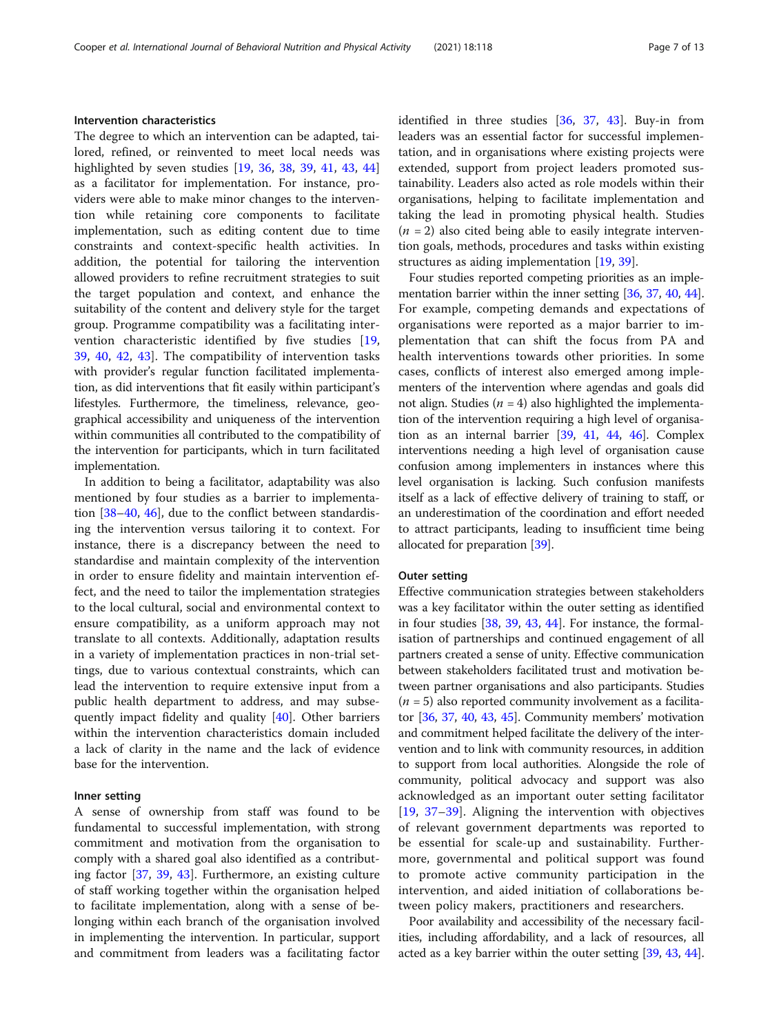#### Intervention characteristics

The degree to which an intervention can be adapted, tailored, refined, or reinvented to meet local needs was highlighted by seven studies [19, 36, 38, 39, 41, 43, 44] as a facilitator for implementation. For instance, providers were able to make minor changes to the intervention while retaining core components to facilitate implementation, such as editing content due to time constraints and context-specific health activities. In addition, the potential for tailoring the intervention allowed providers to refine recruitment strategies to suit the target population and context, and enhance the suitability of the content and delivery style for the target group. Programme compatibility was a facilitating intervention characteristic identified by five studies [19, 39, 40, 42, 43]. The compatibility of intervention tasks with provider's regular function facilitated implementation, as did interventions that fit easily within participant's lifestyles. Furthermore, the timeliness, relevance, geographical accessibility and uniqueness of the intervention within communities all contributed to the compatibility of the intervention for participants, which in turn facilitated implementation.

In addition to being a facilitator, adaptability was also mentioned by four studies as a barrier to implementation [38–40, 46], due to the conflict between standardising the intervention versus tailoring it to context. For instance, there is a discrepancy between the need to standardise and maintain complexity of the intervention in order to ensure fidelity and maintain intervention effect, and the need to tailor the implementation strategies to the local cultural, social and environmental context to ensure compatibility, as a uniform approach may not translate to all contexts. Additionally, adaptation results in a variety of implementation practices in non-trial settings, due to various contextual constraints, which can lead the intervention to require extensive input from a public health department to address, and may subsequently impact fidelity and quality [40]. Other barriers within the intervention characteristics domain included a lack of clarity in the name and the lack of evidence base for the intervention.

#### Inner setting

A sense of ownership from staff was found to be fundamental to successful implementation, with strong commitment and motivation from the organisation to comply with a shared goal also identified as a contributing factor [37, 39, 43]. Furthermore, an existing culture of staff working together within the organisation helped to facilitate implementation, along with a sense of belonging within each branch of the organisation involved in implementing the intervention. In particular, support and commitment from leaders was a facilitating factor identified in three studies [36, 37, 43]. Buy-in from leaders was an essential factor for successful implementation, and in organisations where existing projects were extended, support from project leaders promoted sustainability. Leaders also acted as role models within their organisations, helping to facilitate implementation and taking the lead in promoting physical health. Studies ($n$ = 2) also cited being able to easily integrate intervention goals, methods, procedures and tasks within existing structures as aiding implementation [19, 39].

Four studies reported competing priorities as an implementation barrier within the inner setting [36, 37, 40, 44]. For example, competing demands and expectations of organisations were reported as a major barrier to implementation that can shift the focus from PA and health interventions towards other priorities. In some cases, conflicts of interest also emerged among implementers of the intervention where agendas and goals did not align. Studies ($n$ = 4) also highlighted the implementation of the intervention requiring a high level of organisation as an internal barrier [39, 41, 44, 46]. Complex interventions needing a high level of organisation cause confusion among implementers in instances where this level organisation is lacking. Such confusion manifests itself as a lack of effective delivery of training to staff, or an underestimation of the coordination and effort needed to attract participants, leading to insufficient time being allocated for preparation [39].

#### Outer setting

Effective communication strategies between stakeholders was a key facilitator within the outer setting as identified in four studies [38, 39, 43, 44]. For instance, the formalisation of partnerships and continued engagement of all partners created a sense of unity. Effective communication between stakeholders facilitated trust and motivation between partner organisations and also participants. Studies ($n$ = 5) also reported community involvement as a facilitator [36, 37, 40, 43, 45]. Community members' motivation and commitment helped facilitate the delivery of the intervention and to link with community resources, in addition to support from local authorities. Alongside the role of community, political advocacy and support was also acknowledged as an important outer setting facilitator [19, 37–39]. Aligning the intervention with objectives of relevant government departments was reported to be essential for scale-up and sustainability. Furthermore, governmental and political support was found to promote active community participation in the intervention, and aided initiation of collaborations between policy makers, practitioners and researchers.

Poor availability and accessibility of the necessary facilities, including affordability, and a lack of resources, all acted as a key barrier within the outer setting [39, 43, 44].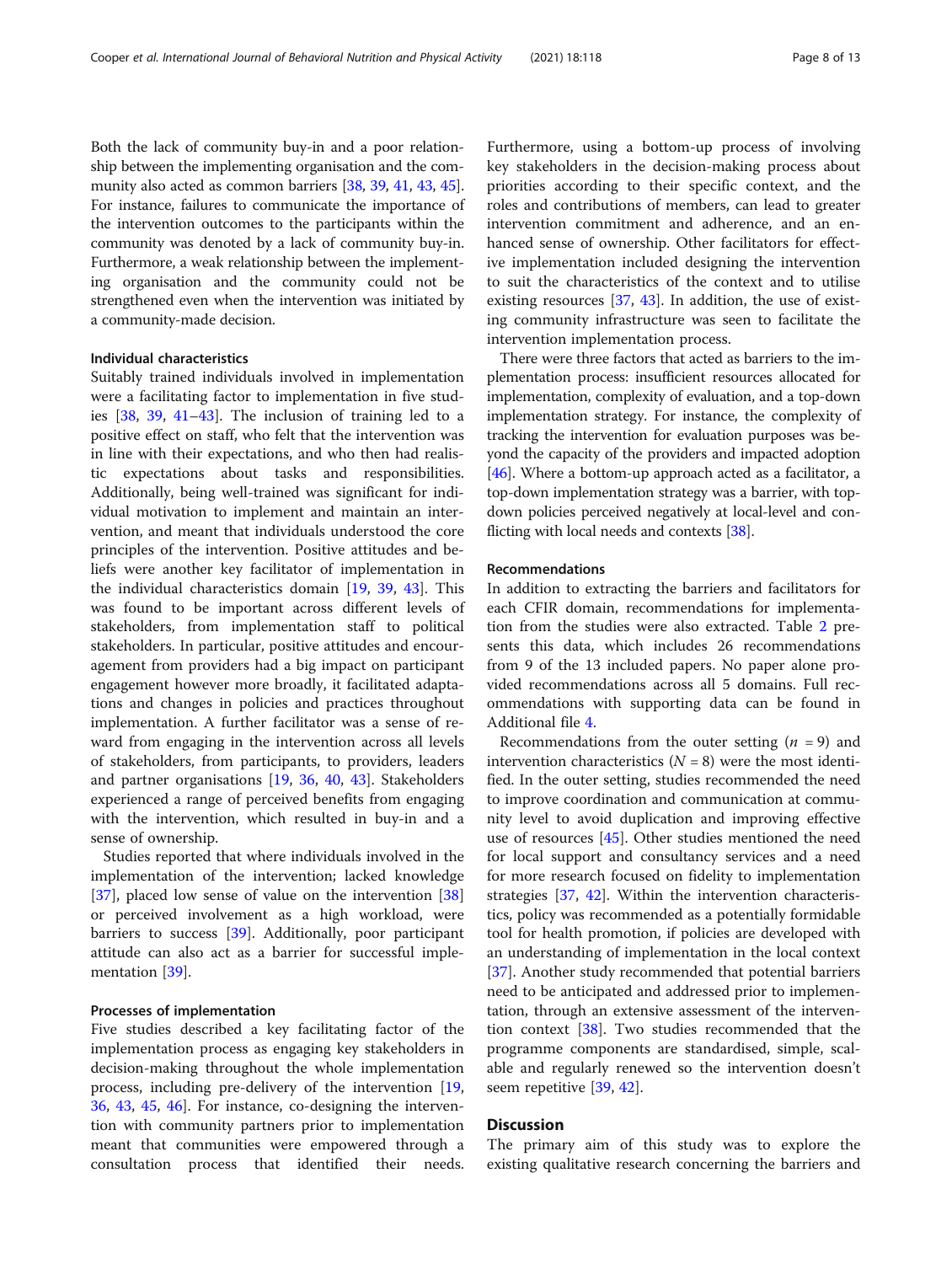Both the lack of community buy-in and a poor relationship between the implementing organisation and the community also acted as common barriers [38, 39, 41, 43, 45]. For instance, failures to communicate the importance of the intervention outcomes to the participants within the community was denoted by a lack of community buy-in. Furthermore, a weak relationship between the implementing organisation and the community could not be strengthened even when the intervention was initiated by a community-made decision.

### Individual characteristics

Suitably trained individuals involved in implementation were a facilitating factor to implementation in five studies [38, 39, 41–43]. The inclusion of training led to a positive effect on staff, who felt that the intervention was in line with their expectations, and who then had realistic expectations about tasks and responsibilities. Additionally, being well-trained was significant for individual motivation to implement and maintain an intervention, and meant that individuals understood the core principles of the intervention. Positive attitudes and beliefs were another key facilitator of implementation in the individual characteristics domain [19, 39, 43]. This was found to be important across different levels of stakeholders, from implementation staff to political stakeholders. In particular, positive attitudes and encouragement from providers had a big impact on participant engagement however more broadly, it facilitated adaptations and changes in policies and practices throughout implementation. A further facilitator was a sense of reward from engaging in the intervention across all levels of stakeholders, from participants, to providers, leaders and partner organisations [19, 36, 40, 43]. Stakeholders experienced a range of perceived benefits from engaging with the intervention, which resulted in buy-in and a sense of ownership.

Studies reported that where individuals involved in the implementation of the intervention; lacked knowledge [37], placed low sense of value on the intervention [38] or perceived involvement as a high workload, were barriers to success [39]. Additionally, poor participant attitude can also act as a barrier for successful implementation [39].

### Processes of implementation

Five studies described a key facilitating factor of the implementation process as engaging key stakeholders in decision-making throughout the whole implementation process, including pre-delivery of the intervention [19, 36, 43, 45, 46]. For instance, co-designing the intervention with community partners prior to implementation meant that communities were empowered through a consultation process that identified their needs. Furthermore, using a bottom-up process of involving key stakeholders in the decision-making process about priorities according to their specific context, and the roles and contributions of members, can lead to greater intervention commitment and adherence, and an enhanced sense of ownership. Other facilitators for effective implementation included designing the intervention to suit the characteristics of the context and to utilise existing resources [37, 43]. In addition, the use of existing community infrastructure was seen to facilitate the intervention implementation process.

There were three factors that acted as barriers to the implementation process: insufficient resources allocated for implementation, complexity of evaluation, and a top-down implementation strategy. For instance, the complexity of tracking the intervention for evaluation purposes was beyond the capacity of the providers and impacted adoption [46]. Where a bottom-up approach acted as a facilitator, a top-down implementation strategy was a barrier, with top-down policies perceived negatively at local-level and conflicting with local needs and contexts [38].

### Recommendations

In addition to extracting the barriers and facilitators for each CFIR domain, recommendations for implementation from the studies were also extracted. Table 2 presents this data, which includes 26 recommendations from 9 of the 13 included papers. No paper alone provided recommendations across all 5 domains. Full recommendations with supporting data can be found in Additional file 4.

Recommendations from the outer setting ($n = 9$) and intervention characteristics ($N = 8$) were the most identified. In the outer setting, studies recommended the need to improve coordination and communication at community level to avoid duplication and improving effective use of resources [45]. Other studies mentioned the need for local support and consultancy services and a need for more research focused on fidelity to implementation strategies [37, 42]. Within the intervention characteristics, policy was recommended as a potentially formidable tool for health promotion, if policies are developed with an understanding of implementation in the local context [37]. Another study recommended that potential barriers need to be anticipated and addressed prior to implementation, through an extensive assessment of the intervention context [38]. Two studies recommended that the programme components are standardised, simple, scalable and regularly renewed so the intervention doesn't seem repetitive [39, 42].

## Discussion

The primary aim of this study was to explore the existing qualitative research concerning the barriers and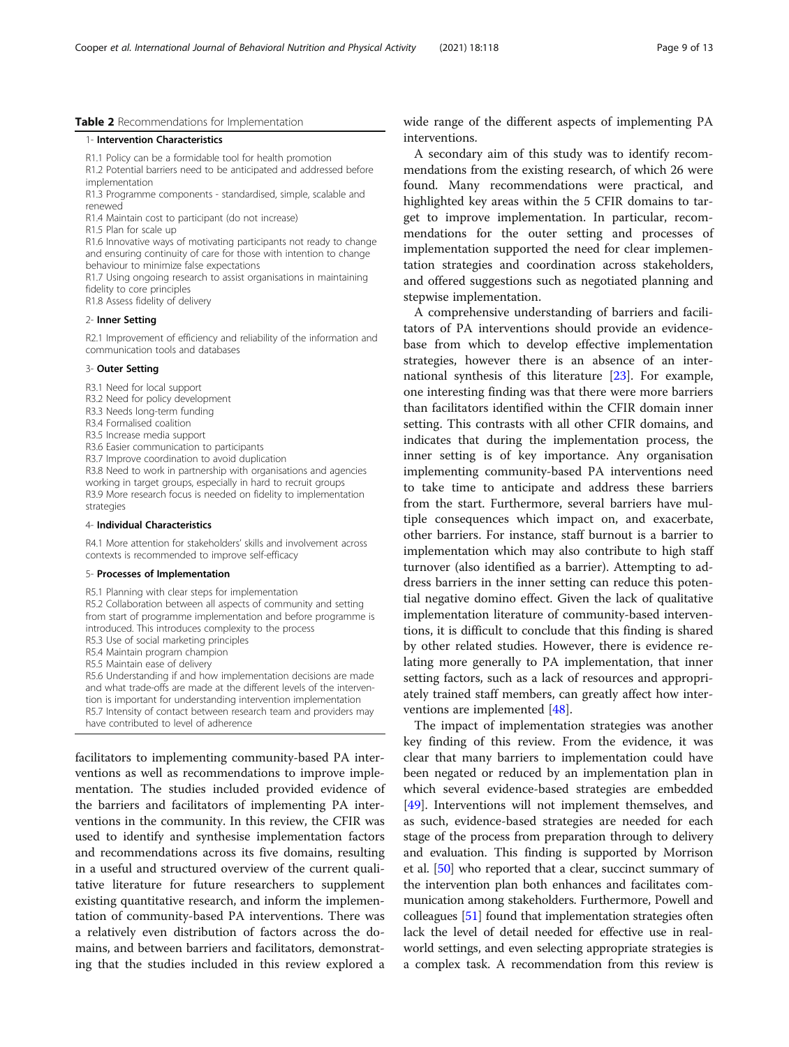**Table 2** Recommendations for Implementation

| |
|---|
| 1- **Intervention Characteristics** |
| R1.1 Policy can be a formidable tool for health promotion |
| R1.2 Potential barriers need to be anticipated and addressed before implementation |
| R1.3 Programme components - standardised, simple, scalable and renewed |
| R1.4 Maintain cost to participant (do not increase) |
| R1.5 Plan for scale up |
| R1.6 Innovative ways of motivating participants not ready to change and ensuring continuity of care for those with intention to change behaviour to minimize false expectations |
| R1.7 Using ongoing research to assist organisations in maintaining fidelity to core principles |
| R1.8 Assess fidelity of delivery |
| 2- **Inner Setting** |
| R2.1 Improvement of efficiency and reliability of the information and communication tools and databases |
| 3- **Outer Setting** |
| R3.1 Need for local support |
| R3.2 Need for policy development |
| R3.3 Needs long-term funding |
| R3.4 Formalised coalition |
| R3.5 Increase media support |
| R3.6 Easier communication to participants |
| R3.7 Improve coordination to avoid duplication |
| R3.8 Need to work in partnership with organisations and agencies working in target groups, especially in hard to recruit groups |
| R3.9 More research focus is needed on fidelity to implementation strategies |
| 4- **Individual Characteristics** |
| R4.1 More attention for stakeholders' skills and involvement across contexts is recommended to improve self-efficacy |
| 5- **Processes of Implementation** |
| R5.1 Planning with clear steps for implementation |
| R5.2 Collaboration between all aspects of community and setting from start of programme implementation and before programme is introduced. This introduces complexity to the process |
| R5.3 Use of social marketing principles |
| R5.4 Maintain program champion |
| R5.5 Maintain ease of delivery |
| R5.6 Understanding if and how implementation decisions are made and what trade-offs are made at the different levels of the intervention is important for understanding intervention implementation |
| R5.7 Intensity of contact between research team and providers may have contributed to level of adherence |

facilitators to implementing community-based PA interventions as well as recommendations to improve implementation. The studies included provided evidence of the barriers and facilitators of implementing PA interventions in the community. In this review, the CFIR was used to identify and synthesise implementation factors and recommendations across its five domains, resulting in a useful and structured overview of the current qualitative literature for future researchers to supplement existing quantitative research, and inform the implementation of community-based PA interventions. There was a relatively even distribution of factors across the domains, and between barriers and facilitators, demonstrating that the studies included in this review explored a wide range of the different aspects of implementing PA interventions.

A secondary aim of this study was to identify recommendations from the existing research, of which 26 were found. Many recommendations were practical, and highlighted key areas within the 5 CFIR domains to target to improve implementation. In particular, recommendations for the outer setting and processes of implementation supported the need for clear implementation strategies and coordination across stakeholders, and offered suggestions such as negotiated planning and stepwise implementation.

A comprehensive understanding of barriers and facilitators of PA interventions should provide an evidence-base from which to develop effective implementation strategies, however there is an absence of an international synthesis of this literature [23]. For example, one interesting finding was that there were more barriers than facilitators identified within the CFIR domain inner setting. This contrasts with all other CFIR domains, and indicates that during the implementation process, the inner setting is of key importance. Any organisation implementing community-based PA interventions need to take time to anticipate and address these barriers from the start. Furthermore, several barriers have multiple consequences which impact on, and exacerbate, other barriers. For instance, staff burnout is a barrier to implementation which may also contribute to high staff turnover (also identified as a barrier). Attempting to address barriers in the inner setting can reduce this potential negative domino effect. Given the lack of qualitative implementation literature of community-based interventions, it is difficult to conclude that this finding is shared by other related studies. However, there is evidence relating more generally to PA implementation, that inner setting factors, such as a lack of resources and appropriately trained staff members, can greatly affect how interventions are implemented [48].

The impact of implementation strategies was another key finding of this review. From the evidence, it was clear that many barriers to implementation could have been negated or reduced by an implementation plan in which several evidence-based strategies are embedded [49]. Interventions will not implement themselves, and as such, evidence-based strategies are needed for each stage of the process from preparation through to delivery and evaluation. This finding is supported by Morrison et al. [50] who reported that a clear, succinct summary of the intervention plan both enhances and facilitates communication among stakeholders. Furthermore, Powell and colleagues [51] found that implementation strategies often lack the level of detail needed for effective use in real-world settings, and even selecting appropriate strategies is a complex task. A recommendation from this review is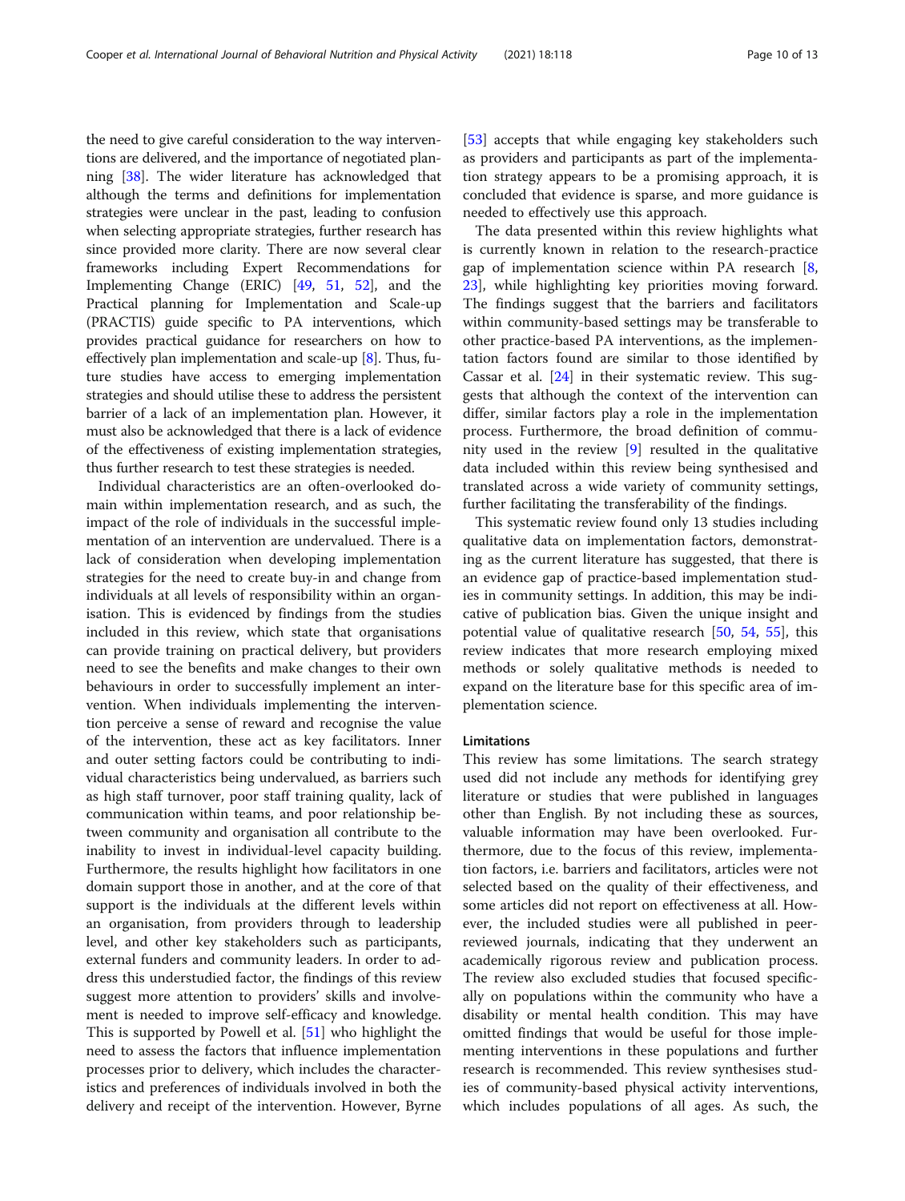the need to give careful consideration to the way interventions are delivered, and the importance of negotiated planning [38]. The wider literature has acknowledged that although the terms and definitions for implementation strategies were unclear in the past, leading to confusion when selecting appropriate strategies, further research has since provided more clarity. There are now several clear frameworks including Expert Recommendations for Implementing Change (ERIC) [49, 51, 52], and the Practical planning for Implementation and Scale-up (PRACTIS) guide specific to PA interventions, which provides practical guidance for researchers on how to effectively plan implementation and scale-up [8]. Thus, future studies have access to emerging implementation strategies and should utilise these to address the persistent barrier of a lack of an implementation plan. However, it must also be acknowledged that there is a lack of evidence of the effectiveness of existing implementation strategies, thus further research to test these strategies is needed.

Individual characteristics are an often-overlooked domain within implementation research, and as such, the impact of the role of individuals in the successful implementation of an intervention are undervalued. There is a lack of consideration when developing implementation strategies for the need to create buy-in and change from individuals at all levels of responsibility within an organisation. This is evidenced by findings from the studies included in this review, which state that organisations can provide training on practical delivery, but providers need to see the benefits and make changes to their own behaviours in order to successfully implement an intervention. When individuals implementing the intervention perceive a sense of reward and recognise the value of the intervention, these act as key facilitators. Inner and outer setting factors could be contributing to individual characteristics being undervalued, as barriers such as high staff turnover, poor staff training quality, lack of communication within teams, and poor relationship between community and organisation all contribute to the inability to invest in individual-level capacity building. Furthermore, the results highlight how facilitators in one domain support those in another, and at the core of that support is the individuals at the different levels within an organisation, from providers through to leadership level, and other key stakeholders such as participants, external funders and community leaders. In order to address this understudied factor, the findings of this review suggest more attention to providers' skills and involvement is needed to improve self-efficacy and knowledge. This is supported by Powell et al. [51] who highlight the need to assess the factors that influence implementation processes prior to delivery, which includes the characteristics and preferences of individuals involved in both the delivery and receipt of the intervention. However, Byrne [53] accepts that while engaging key stakeholders such as providers and participants as part of the implementation strategy appears to be a promising approach, it is concluded that evidence is sparse, and more guidance is needed to effectively use this approach.

The data presented within this review highlights what is currently known in relation to the research-practice gap of implementation science within PA research [8, 23], while highlighting key priorities moving forward. The findings suggest that the barriers and facilitators within community-based settings may be transferable to other practice-based PA interventions, as the implementation factors found are similar to those identified by Cassar et al. [24] in their systematic review. This suggests that although the context of the intervention can differ, similar factors play a role in the implementation process. Furthermore, the broad definition of community used in the review [9] resulted in the qualitative data included within this review being synthesised and translated across a wide variety of community settings, further facilitating the transferability of the findings.

This systematic review found only 13 studies including qualitative data on implementation factors, demonstrating as the current literature has suggested, that there is an evidence gap of practice-based implementation studies in community settings. In addition, this may be indicative of publication bias. Given the unique insight and potential value of qualitative research [50, 54, 55], this review indicates that more research employing mixed methods or solely qualitative methods is needed to expand on the literature base for this specific area of implementation science.

### Limitations

This review has some limitations. The search strategy used did not include any methods for identifying grey literature or studies that were published in languages other than English. By not including these as sources, valuable information may have been overlooked. Furthermore, due to the focus of this review, implementation factors, i.e. barriers and facilitators, articles were not selected based on the quality of their effectiveness, and some articles did not report on effectiveness at all. However, the included studies were all published in peer-reviewed journals, indicating that they underwent an academically rigorous review and publication process. The review also excluded studies that focused specifically on populations within the community who have a disability or mental health condition. This may have omitted findings that would be useful for those implementing interventions in these populations and further research is recommended. This review synthesises studies of community-based physical activity interventions, which includes populations of all ages. As such, the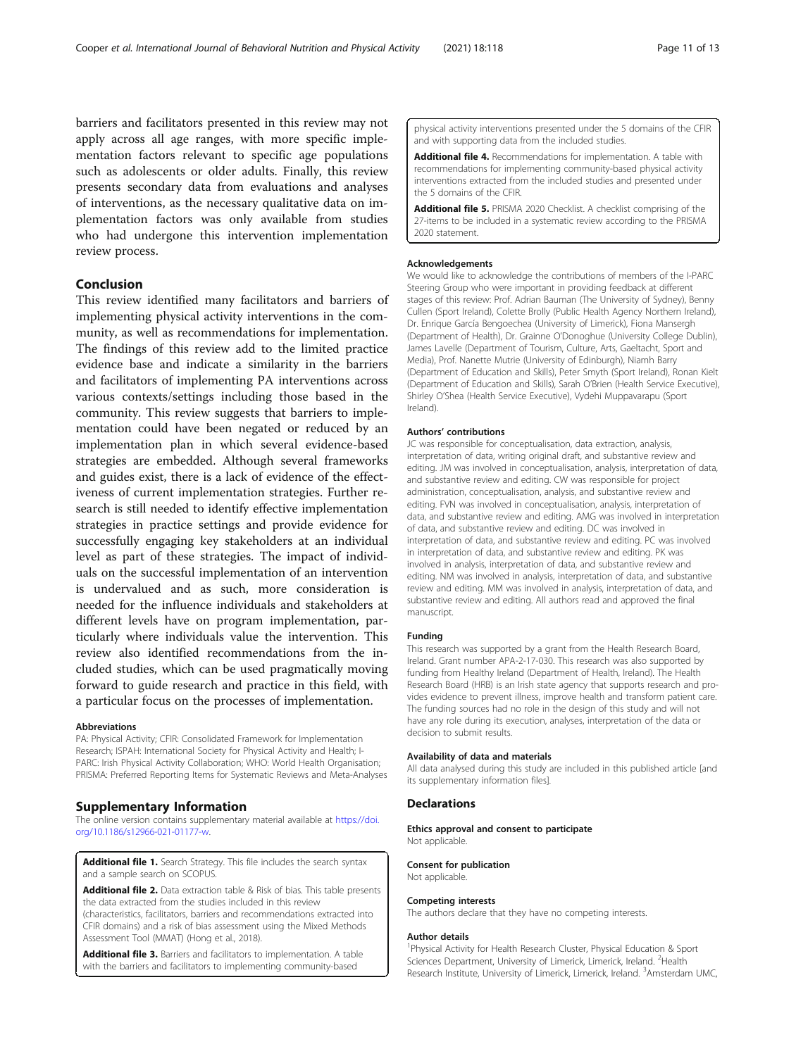barriers and facilitators presented in this review may not apply across all age ranges, with more specific implementation factors relevant to specific age populations such as adolescents or older adults. Finally, this review presents secondary data from evaluations and analyses of interventions, as the necessary qualitative data on implementation factors was only available from studies who had undergone this intervention implementation review process.

## Conclusion

This review identified many facilitators and barriers of implementing physical activity interventions in the community, as well as recommendations for implementation. The findings of this review add to the limited practice evidence base and indicate a similarity in the barriers and facilitators of implementing PA interventions across various contexts/settings including those based in the community. This review suggests that barriers to implementation could have been negated or reduced by an implementation plan in which several evidence-based strategies are embedded. Although several frameworks and guides exist, there is a lack of evidence of the effectiveness of current implementation strategies. Further research is still needed to identify effective implementation strategies in practice settings and provide evidence for successfully engaging key stakeholders at an individual level as part of these strategies. The impact of individuals on the successful implementation of an intervention is undervalued and as such, more consideration is needed for the influence individuals and stakeholders at different levels have on program implementation, particularly where individuals value the intervention. This review also identified recommendations from the included studies, which can be used pragmatically moving forward to guide research and practice in this field, with a particular focus on the processes of implementation.

#### Abbreviations

PA: Physical Activity; CFIR: Consolidated Framework for Implementation Research; ISPAH: International Society for Physical Activity and Health; I-PARC: Irish Physical Activity Collaboration; WHO: World Health Organisation; PRISMA: Preferred Reporting Items for Systematic Reviews and Meta-Analyses

## Supplementary Information

The online version contains supplementary material available at https://doi.org/10.1186/s12966-021-01177-w.

**Additional file 1.** Search Strategy. This file includes the search syntax and a sample search on SCOPUS.

**Additional file 2.** Data extraction table & Risk of bias. This table presents the data extracted from the studies included in this review (characteristics, facilitators, barriers and recommendations extracted into CFIR domains) and a risk of bias assessment using the Mixed Methods Assessment Tool (MMAT) (Hong et al., 2018).

**Additional file 3.** Barriers and facilitators to implementation. A table with the barriers and facilitators to implementing community-based physical activity interventions presented under the 5 domains of the CFIR and with supporting data from the included studies.

**Additional file 4.** Recommendations for implementation. A table with recommendations for implementing community-based physical activity interventions extracted from the included studies and presented under the 5 domains of the CFIR.

**Additional file 5.** PRISMA 2020 Checklist. A checklist comprising of the 27-items to be included in a systematic review according to the PRISMA 2020 statement.

#### Acknowledgements

We would like to acknowledge the contributions of members of the I-PARC Steering Group who were important in providing feedback at different stages of this review: Prof. Adrian Bauman (The University of Sydney), Benny Cullen (Sport Ireland), Colette Brolly (Public Health Agency Northern Ireland), Dr. Enrique García Bengoechea (University of Limerick), Fiona Mansergh (Department of Health), Dr. Grainne O'Donoghue (University College Dublin), James Lavelle (Department of Tourism, Culture, Arts, Gaeltacht, Sport and Media), Prof. Nanette Mutrie (University of Edinburgh), Niamh Barry (Department of Education and Skills), Peter Smyth (Sport Ireland), Ronan Kielt (Department of Education and Skills), Sarah O'Brien (Health Service Executive), Shirley O'Shea (Health Service Executive), Vydehi Muppavarapu (Sport Ireland).

#### Authors' contributions

JC was responsible for conceptualisation, data extraction, analysis, interpretation of data, writing original draft, and substantive review and editing. JM was involved in conceptualisation, analysis, interpretation of data, and substantive review and editing. CW was responsible for project administration, conceptualisation, analysis, and substantive review and editing. FVN was involved in conceptualisation, analysis, interpretation of data, and substantive review and editing. AMG was involved in interpretation of data, and substantive review and editing. DC was involved in interpretation of data, and substantive review and editing. PC was involved in interpretation of data, and substantive review and editing. PK was involved in analysis, interpretation of data, and substantive review and editing. NM was involved in analysis, interpretation of data, and substantive review and editing. MM was involved in analysis, interpretation of data, and substantive review and editing. All authors read and approved the final manuscript.

#### Funding

This research was supported by a grant from the Health Research Board, Ireland. Grant number APA-2-17-030. This research was also supported by funding from Healthy Ireland (Department of Health, Ireland). The Health Research Board (HRB) is an Irish state agency that supports research and provides evidence to prevent illness, improve health and transform patient care. The funding sources had no role in the design of this study and will not have any role during its execution, analyses, interpretation of the data or decision to submit results.

#### Availability of data and materials

All data analysed during this study are included in this published article [and its supplementary information files].

## Declarations

#### Ethics approval and consent to participate

Not applicable.

#### Consent for publication

Not applicable.

#### Competing interests

The authors declare that they have no competing interests.

#### Author details

[1]Physical Activity for Health Research Cluster, Physical Education & Sport Sciences Department, University of Limerick, Limerick, Ireland. [2]Health Research Institute, University of Limerick, Limerick, Ireland. [3]Amsterdam UMC,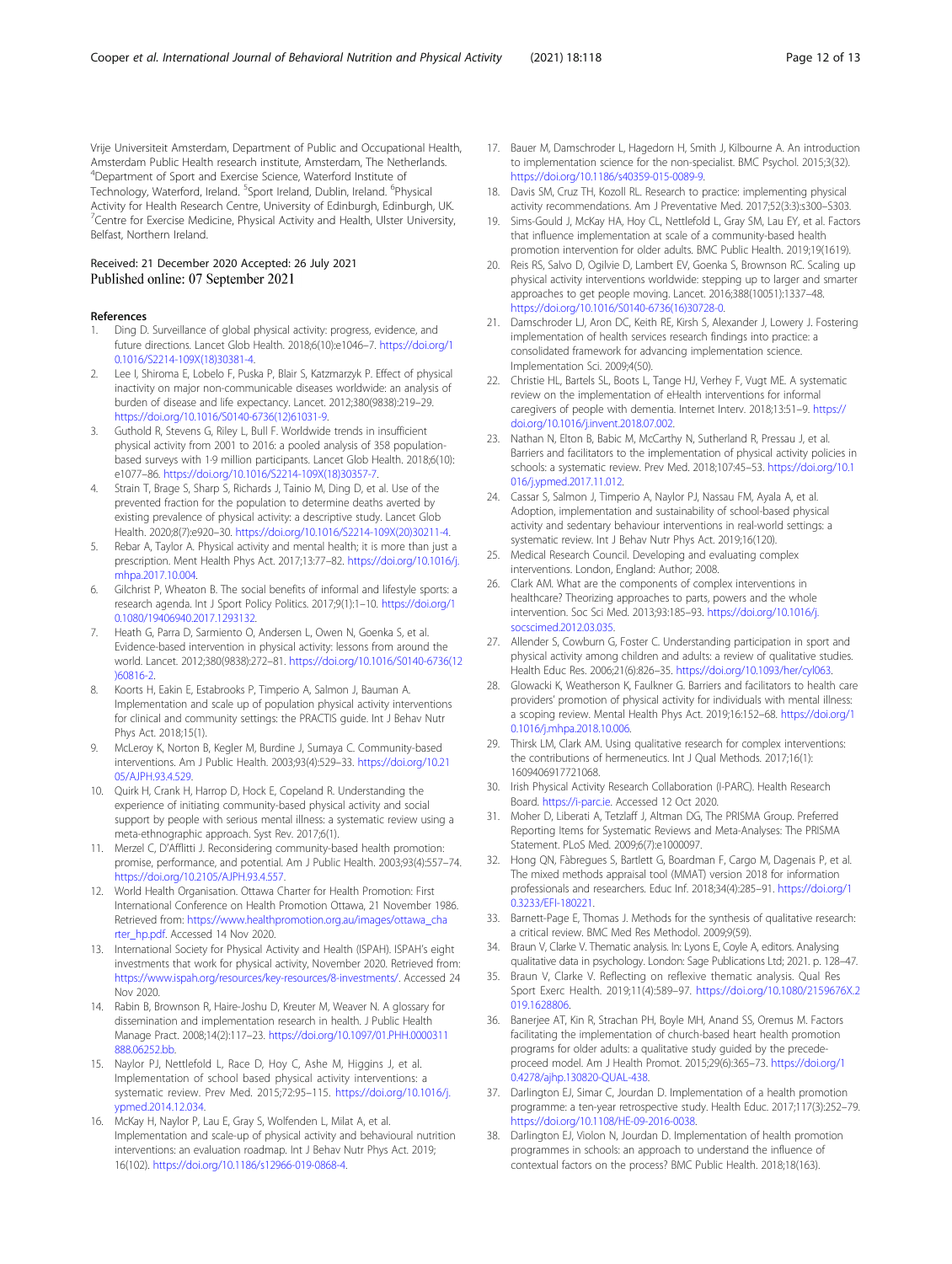Vrije Universiteit Amsterdam, Department of Public and Occupational Health, Amsterdam Public Health research institute, Amsterdam, The Netherlands. [4]Department of Sport and Exercise Science, Waterford Institute of Technology, Waterford, Ireland. [5]Sport Ireland, Dublin, Ireland. [6]Physical Activity for Health Research Centre, University of Edinburgh, Edinburgh, UK. [7]Centre for Exercise Medicine, Physical Activity and Health, Ulster University, Belfast, Northern Ireland.

Received: 21 December 2020 Accepted: 26 July 2021
Published online: 07 September 2021

## References

1. Ding D. Surveillance of global physical activity: progress, evidence, and future directions. Lancet Glob Health. 2018;6(10):e1046–7. https://doi.org/10.1016/S2214-109X(18)30381-4.
2. Lee I, Shiroma E, Lobelo F, Puska P, Blair S, Katzmarzyk P. Effect of physical inactivity on major non-communicable diseases worldwide: an analysis of burden of disease and life expectancy. Lancet. 2012;380(9838):219–29. https://doi.org/10.1016/S0140-6736(12)61031-9.
3. Guthold R, Stevens G, Riley L, Bull F. Worldwide trends in insufficient physical activity from 2001 to 2016: a pooled analysis of 358 population-based surveys with 1·9 million participants. Lancet Glob Health. 2018;6(10): e1077–86. https://doi.org/10.1016/S2214-109X(18)30357-7.
4. Strain T, Brage S, Sharp S, Richards J, Tainio M, Ding D, et al. Use of the prevented fraction for the population to determine deaths averted by existing prevalence of physical activity: a descriptive study. Lancet Glob Health. 2020;8(7):e920–30. https://doi.org/10.1016/S2214-109X(20)30211-4.
5. Rebar A, Taylor A. Physical activity and mental health; it is more than just a prescription. Ment Health Phys Act. 2017;13:77–82. https://doi.org/10.1016/j.mhpa.2017.10.004.
6. Gilchrist P, Wheaton B. The social benefits of informal and lifestyle sports: a research agenda. Int J Sport Policy Politics. 2017;9(1):1–10. https://doi.org/10.1080/19406940.2017.1293132.
7. Heath G, Parra D, Sarmiento O, Andersen L, Owen N, Goenka S, et al. Evidence-based intervention in physical activity: lessons from around the world. Lancet. 2012;380(9838):272–81. https://doi.org/10.1016/S0140-6736(12)60816-2.
8. Koorts H, Eakin E, Estabrooks P, Timperio A, Salmon J, Bauman A. Implementation and scale up of population physical activity interventions for clinical and community settings: the PRACTIS guide. Int J Behav Nutr Phys Act. 2018;15(1).
9. McLeroy K, Norton B, Kegler M, Burdine J, Sumaya C. Community-based interventions. Am J Public Health. 2003;93(4):529–33. https://doi.org/10.2105/AJPH.93.4.529.
10. Quirk H, Crank H, Harrop D, Hock E, Copeland R. Understanding the experience of initiating community-based physical activity and social support by people with serious mental illness: a systematic review using a meta-ethnographic approach. Syst Rev. 2017;6(1).
11. Merzel C, D'Afflitti J. Reconsidering community-based health promotion: promise, performance, and potential. Am J Public Health. 2003;93(4):557–74. https://doi.org/10.2105/AJPH.93.4.557.
12. World Health Organisation. Ottawa Charter for Health Promotion: First International Conference on Health Promotion Ottawa, 21 November 1986. Retrieved from: https://www.healthpromotion.org.au/images/ottawa_charter_hp.pdf. Accessed 14 Nov 2020.
13. International Society for Physical Activity and Health (ISPAH). ISPAH's eight investments that work for physical activity, November 2020. Retrieved from: https://www.ispah.org/resources/key-resources/8-investments/. Accessed 24 Nov 2020.
14. Rabin B, Brownson R, Haire-Joshu D, Kreuter M, Weaver N. A glossary for dissemination and implementation research in health. J Public Health Manage Pract. 2008;14(2):117–23. https://doi.org/10.1097/01.PHH.0000311888.06252.bb.
15. Naylor PJ, Nettlefold L, Race D, Hoy C, Ashe M, Higgins J, et al. Implementation of school based physical activity interventions: a systematic review. Prev Med. 2015;72:95–115. https://doi.org/10.1016/j.ypmed.2014.12.034.
16. McKay H, Naylor P, Lau E, Gray S, Wolfenden L, Milat A, et al. Implementation and scale-up of physical activity and behavioural nutrition interventions: an evaluation roadmap. Int J Behav Nutr Phys Act. 2019; 16(102). https://doi.org/10.1186/s12966-019-0868-4.
17. Bauer M, Damschroder L, Hagedorn H, Smith J, Kilbourne A. An introduction to implementation science for the non-specialist. BMC Psychol. 2015;3(32). https://doi.org/10.1186/s40359-015-0089-9.
18. Davis SM, Cruz TH, Kozoll RL. Research to practice: implementing physical activity recommendations. Am J Preventative Med. 2017;52(3:3):s300–S303.
19. Sims-Gould J, McKay HA, Hoy CL, Nettlefold L, Gray SM, Lau EY, et al. Factors that influence implementation at scale of a community-based health promotion intervention for older adults. BMC Public Health. 2019;19(1619).
20. Reis RS, Salvo D, Ogilvie D, Lambert EV, Goenka S, Brownson RC. Scaling up physical activity interventions worldwide: stepping up to larger and smarter approaches to get people moving. Lancet. 2016;388(10051):1337–48. https://doi.org/10.1016/S0140-6736(16)30728-0.
21. Damschroder LJ, Aron DC, Keith RE, Kirsh S, Alexander J, Lowery J. Fostering implementation of health services research findings into practice: a consolidated framework for advancing implementation science. Implementation Sci. 2009;4(50).
22. Christie HL, Bartels SL, Boots L, Tange HJ, Verhey F, Vugt ME. A systematic review on the implementation of eHealth interventions for informal caregivers of people with dementia. Internet Interv. 2018;13:51–9. https://doi.org/10.1016/j.invent.2018.07.002.
23. Nathan N, Elton B, Babic M, McCarthy N, Sutherland R, Pressau J, et al. Barriers and facilitators to the implementation of physical activity policies in schools: a systematic review. Prev Med. 2018;107:45–53. https://doi.org/10.1016/j.ypmed.2017.11.012.
24. Cassar S, Salmon J, Timperio A, Naylor PJ, Nassau FM, Ayala A, et al. Adoption, implementation and sustainability of school-based physical activity and sedentary behaviour interventions in real-world settings: a systematic review. Int J Behav Nutr Phys Act. 2019;16(120).
25. Medical Research Council. Developing and evaluating complex interventions. London, England: Author; 2008.
26. Clark AM. What are the components of complex interventions in healthcare? Theorizing approaches to parts, powers and the whole intervention. Soc Sci Med. 2013;93:185–93. https://doi.org/10.1016/j.socscimed.2012.03.035.
27. Allender S, Cowburn G, Foster C. Understanding participation in sport and physical activity among children and adults: a review of qualitative studies. Health Educ Res. 2006;21(6):826–35. https://doi.org/10.1093/her/cyl063.
28. Glowacki K, Weatherson K, Faulkner G. Barriers and facilitators to health care providers' promotion of physical activity for individuals with mental illness: a scoping review. Mental Health Phys Act. 2019;16:152–68. https://doi.org/10.1016/j.mhpa.2018.10.006.
29. Thirsk LM, Clark AM. Using qualitative research for complex interventions: the contributions of hermeneutics. Int J Qual Methods. 2017;16(1): 1609406917721068.
30. Irish Physical Activity Research Collaboration (I-PARC). Health Research Board. https://i-parc.ie. Accessed 12 Oct 2020.
31. Moher D, Liberati A, Tetzlaff J, Altman DG, The PRISMA Group. Preferred Reporting Items for Systematic Reviews and Meta-Analyses: The PRISMA Statement. PLoS Med. 2009;6(7):e1000097.
32. Hong QN, Fàbregues S, Bartlett G, Boardman F, Cargo M, Dagenais P, et al. The mixed methods appraisal tool (MMAT) version 2018 for information professionals and researchers. Educ Inf. 2018;34(4):285–91. https://doi.org/10.3233/EFI-180221.
33. Barnett-Page E, Thomas J. Methods for the synthesis of qualitative research: a critical review. BMC Med Res Methodol. 2009;9(59).
34. Braun V, Clarke V. Thematic analysis. In: Lyons E, Coyle A, editors. Analysing qualitative data in psychology. London: Sage Publications Ltd; 2021. p. 128–47.
35. Braun V, Clarke V. Reflecting on reflexive thematic analysis. Qual Res Sport Exerc Health. 2019;11(4):589–97. https://doi.org/10.1080/2159676X.2019.1628806.
36. Banerjee AT, Kin R, Strachan PH, Boyle MH, Anand SS, Oremus M. Factors facilitating the implementation of church-based heart health promotion programs for older adults: a qualitative study guided by the precede-proceed model. Am J Health Promot. 2015;29(6):365–73. https://doi.org/10.4278/ajhp.130820-QUAL-438.
37. Darlington EJ, Simar C, Jourdan D. Implementation of a health promotion programme: a ten-year retrospective study. Health Educ. 2017;117(3):252–79. https://doi.org/10.1108/HE-09-2016-0038.
38. Darlington EJ, Violon N, Jourdan D. Implementation of health promotion programmes in schools: an approach to understand the influence of contextual factors on the process? BMC Public Health. 2018;18(163).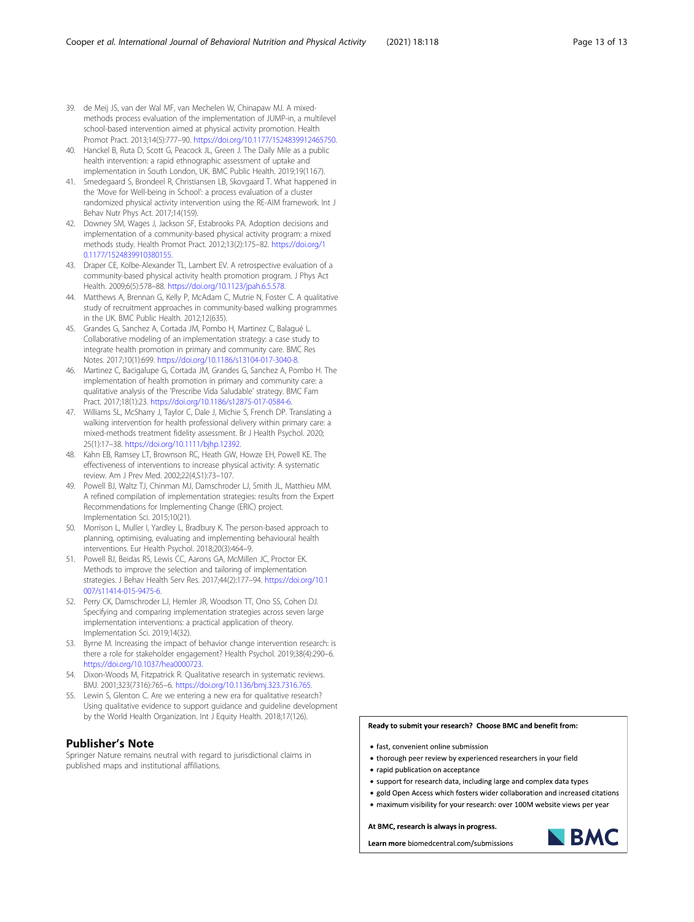39. de Meij JS, van der Wal MF, van Mechelen W, Chinapaw MJ. A mixed-methods process evaluation of the implementation of JUMP-in, a multilevel school-based intervention aimed at physical activity promotion. Health Promot Pract. 2013;14(5):777–90. https://doi.org/10.1177/1524839912465750.
40. Hanckel B, Ruta D, Scott G, Peacock JL, Green J. The Daily Mile as a public health intervention: a rapid ethnographic assessment of uptake and implementation in South London, UK. BMC Public Health. 2019;19(1167).
41. Smedegaard S, Brondeel R, Christiansen LB, Skovgaard T. What happened in the 'Move for Well-being in School': a process evaluation of a cluster randomized physical activity intervention using the RE-AIM framework. Int J Behav Nutr Phys Act. 2017;14(159).
42. Downey SM, Wages J, Jackson SF, Estabrooks PA. Adoption decisions and implementation of a community-based physical activity program: a mixed methods study. Health Promot Pract. 2012;13(2):175–82. https://doi.org/10.1177/1524839910380155.
43. Draper CE, Kolbe-Alexander TL, Lambert EV. A retrospective evaluation of a community-based physical activity health promotion program. J Phys Act Health. 2009;6(5):578–88. https://doi.org/10.1123/jpah.6.5.578.
44. Matthews A, Brennan G, Kelly P, McAdam C, Mutrie N, Foster C. A qualitative study of recruitment approaches in community-based walking programmes in the UK. BMC Public Health. 2012;12(635).
45. Grandes G, Sanchez A, Cortada JM, Pombo H, Martinez C, Balagué L. Collaborative modeling of an implementation strategy: a case study to integrate health promotion in primary and community care. BMC Res Notes. 2017;10(1):699. https://doi.org/10.1186/s13104-017-3040-8.
46. Martinez C, Bacigalupe G, Cortada JM, Grandes G, Sanchez A, Pombo H. The implementation of health promotion in primary and community care: a qualitative analysis of the 'Prescribe Vida Saludable' strategy. BMC Fam Pract. 2017;18(1):23. https://doi.org/10.1186/s12875-017-0584-6.
47. Williams SL, McSharry J, Taylor C, Dale J, Michie S, French DP. Translating a walking intervention for health professional delivery within primary care: a mixed-methods treatment fidelity assessment. Br J Health Psychol. 2020; 25(1):17–38. https://doi.org/10.1111/bjhp.12392.
48. Kahn EB, Ramsey LT, Brownson RC, Heath GW, Howze EH, Powell KE. The effectiveness of interventions to increase physical activity: A systematic review. Am J Prev Med. 2002;22(4,S1):73–107.
49. Powell BJ, Waltz TJ, Chinman MJ, Damschroder LJ, Smith JL, Matthieu MM. A refined compilation of implementation strategies: results from the Expert Recommendations for Implementing Change (ERIC) project. Implementation Sci. 2015;10(21).
50. Morrison L, Muller I, Yardley L, Bradbury K. The person-based approach to planning, optimising, evaluating and implementing behavioural health interventions. Eur Health Psychol. 2018;20(3):464–9.
51. Powell BJ, Beidas RS, Lewis CC, Aarons GA, McMillen JC, Proctor EK. Methods to improve the selection and tailoring of implementation strategies. J Behav Health Serv Res. 2017;44(2):177–94. https://doi.org/10.1007/s11414-015-9475-6.
52. Perry CK, Damschroder LJ, Hemler JR, Woodson TT, Ono SS, Cohen DJ. Specifying and comparing implementation strategies across seven large implementation interventions: a practical application of theory. Implementation Sci. 2019;14(32).
53. Byrne M. Increasing the impact of behavior change intervention research: is there a role for stakeholder engagement? Health Psychol. 2019;38(4):290–6. https://doi.org/10.1037/hea0000723.
54. Dixon-Woods M, Fitzpatrick R. Qualitative research in systematic reviews. BMJ. 2001;323(7316):765–6. https://doi.org/10.1136/bmj.323.7316.765.
55. Lewin S, Glenton C. Are we entering a new era for qualitative research? Using qualitative evidence to support guidance and guideline development by the World Health Organization. Int J Equity Health. 2018;17(126).

## Publisher's Note

Springer Nature remains neutral with regard to jurisdictional claims in published maps and institutional affiliations.

**Ready to submit your research? Choose BMC and benefit from:**

- fast, convenient online submission
- thorough peer review by experienced researchers in your field
- rapid publication on acceptance
- support for research data, including large and complex data types
- gold Open Access which fosters wider collaboration and increased citations
- maximum visibility for your research: over 100M website views per year

**At BMC, research is always in progress.**

**Learn more** biomedcentral.com/submissions

BMC